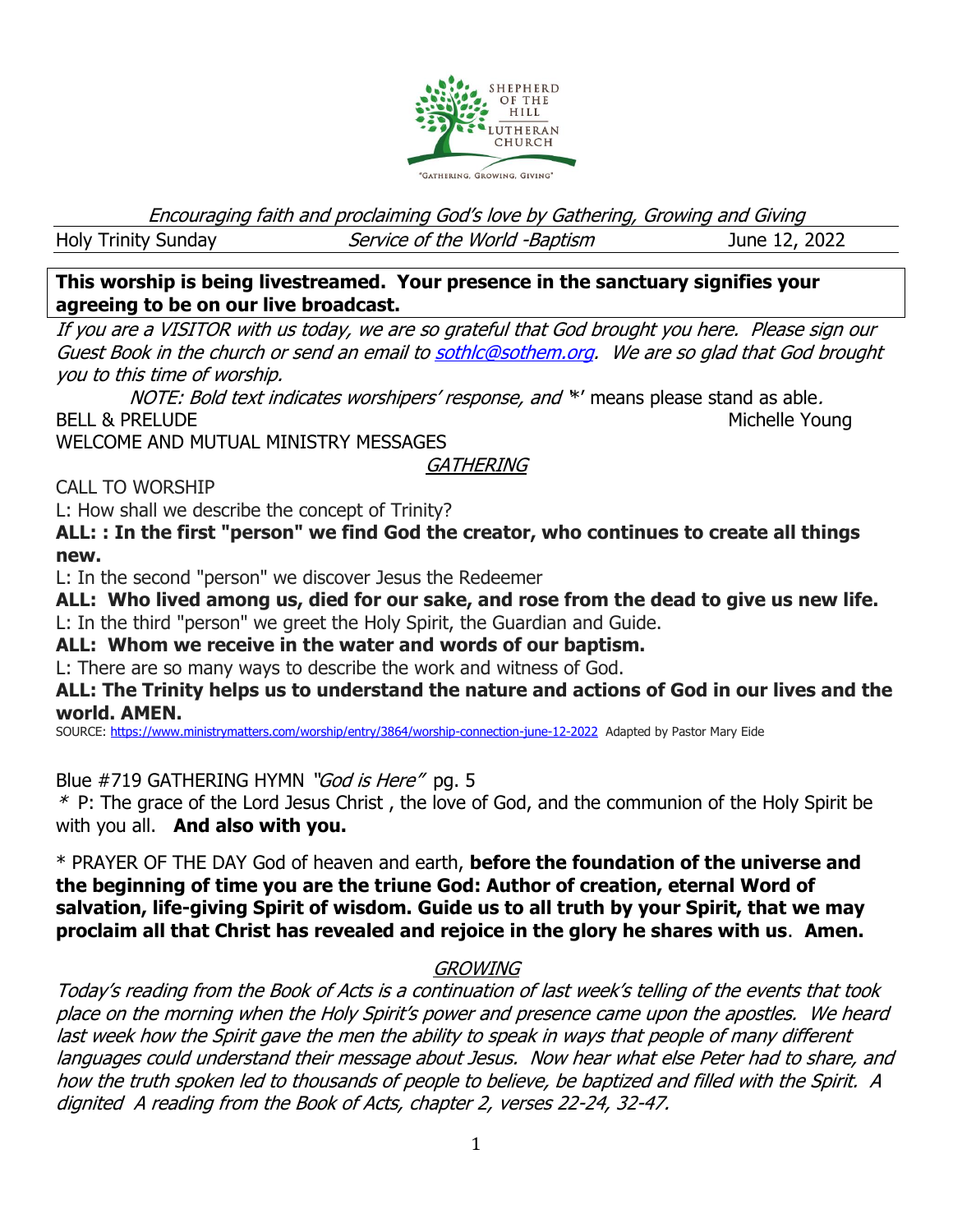SHEPHERD OF THE HILL LUTHERAN CHURCH

"GATHERING, GROWING, GIVING"

*Encouraging faith and proclaiming God's love by Gathering, Growing and Giving*

Holy Trinity Sunday *Service of the World -Baptism* June 12, 2022

**This worship is being livestreamed. Your presence in the sanctuary signifies your agreeing to be on our live broadcast.**

*If you are a VISITOR with us today, we are so grateful that God brought you here. Please sign our Guest Book in the church or send an email to sothlc@sothem.org. We are so glad that God brought you to this time of worship.*

*NOTE: Bold text indicates worshipers' response, and '\*' means please stand as able.*

BELL & PRELUDE Michelle Young

WELCOME AND MUTUAL MINISTRY MESSAGES

## *GATHERING*

CALL TO WORSHIP

L: How shall we describe the concept of Trinity?

**ALL: : In the first "person" we find God the creator, who continues to create all things new.**

L: In the second "person" we discover Jesus the Redeemer

**ALL: Who lived among us, died for our sake, and rose from the dead to give us new life.**

L: In the third "person" we greet the Holy Spirit, the Guardian and Guide.

**ALL: Whom we receive in the water and words of our baptism.**

L: There are so many ways to describe the work and witness of God.

**ALL: The Trinity helps us to understand the nature and actions of God in our lives and the world. AMEN.**

SOURCE: https://www.ministrymatters.com/worship/entry/3864/worship-connection-june-12-2022 Adapted by Pastor Mary Eide

Blue #719 GATHERING HYMN *"God is Here"* pg. 5

\* P: The grace of the Lord Jesus Christ , the love of God, and the communion of the Holy Spirit be with you all. **And also with you.**

\* PRAYER OF THE DAY God of heaven and earth, **before the foundation of the universe and the beginning of time you are the triune God: Author of creation, eternal Word of salvation, life-giving Spirit of wisdom. Guide us to all truth by your Spirit, that we may proclaim all that Christ has revealed and rejoice in the glory he shares with us**. **Amen.**

## *GROWING*

*Today's reading from the Book of Acts is a continuation of last week's telling of the events that took place on the morning when the Holy Spirit's power and presence came upon the apostles. We heard last week how the Spirit gave the men the ability to speak in ways that people of many different languages could understand their message about Jesus. Now hear what else Peter had to share, and how the truth spoken led to thousands of people to believe, be baptized and filled with the Spirit. A dignited A reading from the Book of Acts, chapter 2, verses 22-24, 32-47.*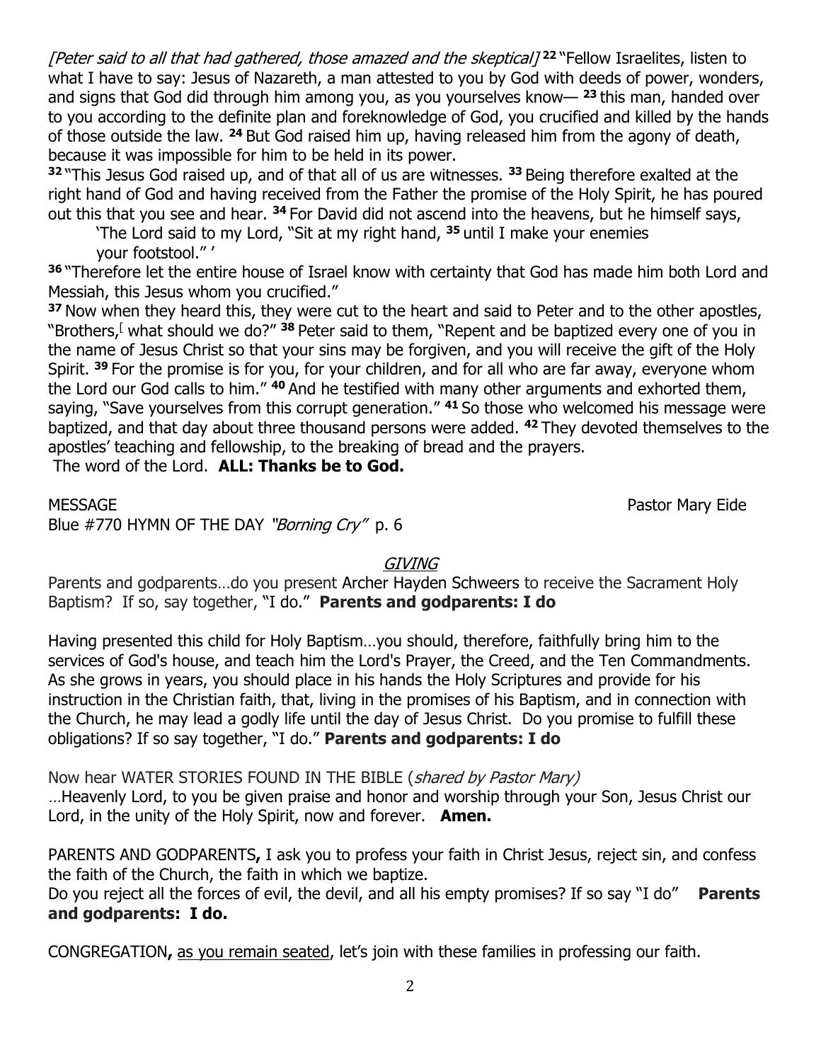*[Peter said to all that had gathered, those amazed and the skeptical]* **22** "Fellow Israelites, listen to what I have to say: Jesus of Nazareth, a man attested to you by God with deeds of power, wonders, and signs that God did through him among you, as you yourselves know— **23** this man, handed over to you according to the definite plan and foreknowledge of God, you crucified and killed by the hands of those outside the law. **24** But God raised him up, having released him from the agony of death, because it was impossible for him to be held in its power.

**32** "This Jesus God raised up, and of that all of us are witnesses. **33** Being therefore exalted at the right hand of God and having received from the Father the promise of the Holy Spirit, he has poured out this that you see and hear. **34** For David did not ascend into the heavens, but he himself says,

'The Lord said to my Lord, "Sit at my right hand, **35** until I make your enemies your footstool." '

**36** "Therefore let the entire house of Israel know with certainty that God has made him both Lord and Messiah, this Jesus whom you crucified."

**37** Now when they heard this, they were cut to the heart and said to Peter and to the other apostles, "Brothers,[ what should we do?" **38** Peter said to them, "Repent and be baptized every one of you in the name of Jesus Christ so that your sins may be forgiven, and you will receive the gift of the Holy Spirit. **39** For the promise is for you, for your children, and for all who are far away, everyone whom the Lord our God calls to him." **40** And he testified with many other arguments and exhorted them, saying, "Save yourselves from this corrupt generation." **41** So those who welcomed his message were baptized, and that day about three thousand persons were added. **42** They devoted themselves to the apostles' teaching and fellowship, to the breaking of bread and the prayers.

The word of the Lord. **ALL: Thanks be to God.**

MESSAGE Pastor Mary Eide

Blue #770 HYMN OF THE DAY *"Borning Cry"* p. 6

## *GIVING*

Parents and godparents…do you present Archer Hayden Schweers to receive the Sacrament Holy Baptism? If so, say together, "I do." **Parents and godparents: I do**

Having presented this child for Holy Baptism…you should, therefore, faithfully bring him to the services of God's house, and teach him the Lord's Prayer, the Creed, and the Ten Commandments. As she grows in years, you should place in his hands the Holy Scriptures and provide for his instruction in the Christian faith, that, living in the promises of his Baptism, and in connection with the Church, he may lead a godly life until the day of Jesus Christ. Do you promise to fulfill these obligations? If so say together, "I do." **Parents and godparents: I do**

Now hear WATER STORIES FOUND IN THE BIBLE (*shared by Pastor Mary)*

…Heavenly Lord, to you be given praise and honor and worship through your Son, Jesus Christ our Lord, in the unity of the Holy Spirit, now and forever. **Amen.**

PARENTS AND GODPARENTS**,** I ask you to profess your faith in Christ Jesus, reject sin, and confess the faith of the Church, the faith in which we baptize.

Do you reject all the forces of evil, the devil, and all his empty promises? If so say "I do" **Parents and godparents: I do.**

CONGREGATION**,** as you remain seated, let's join with these families in professing our faith.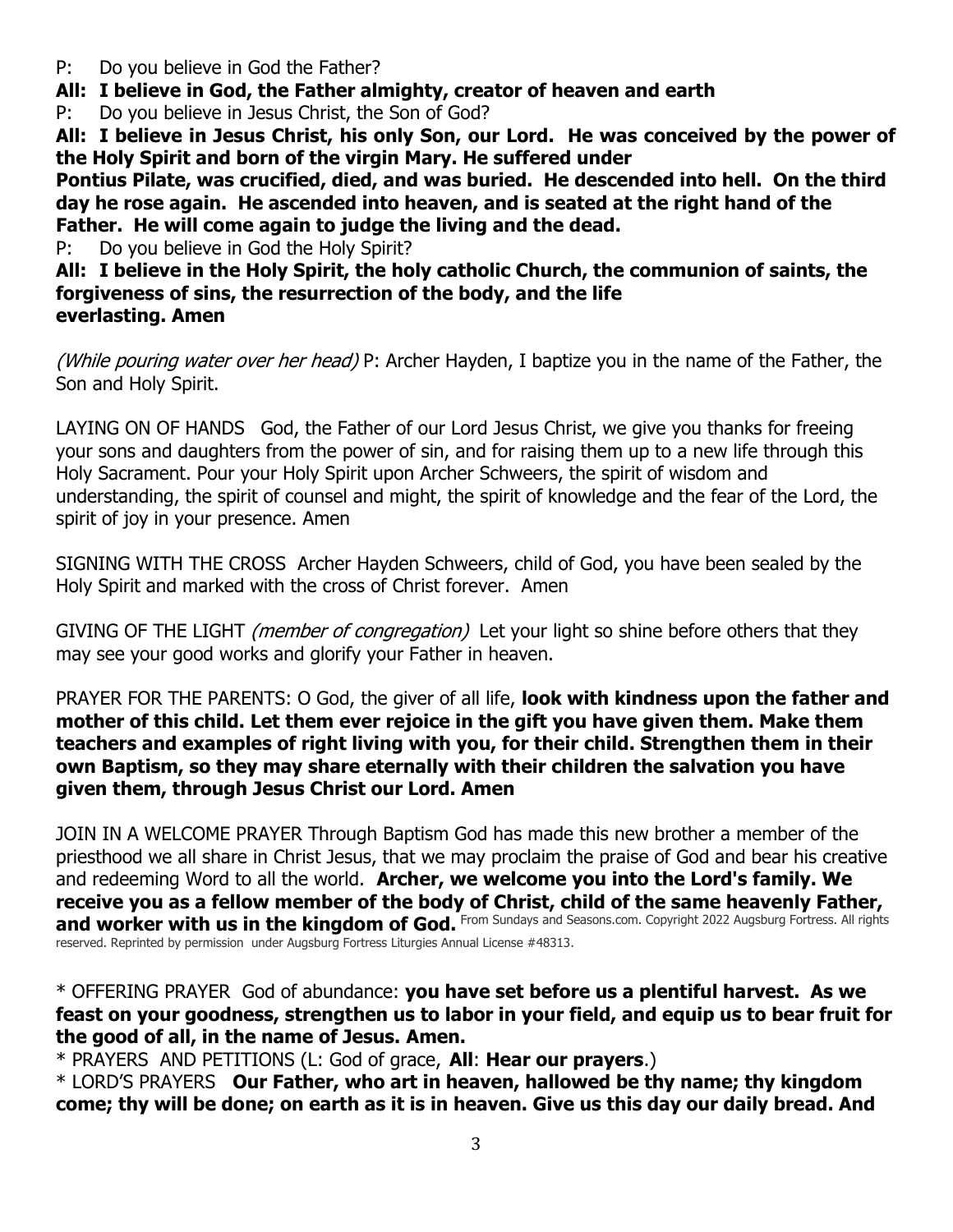P: Do you believe in God the Father?

**All: I believe in God, the Father almighty, creator of heaven and earth**

P: Do you believe in Jesus Christ, the Son of God?

**All: I believe in Jesus Christ, his only Son, our Lord. He was conceived by the power of the Holy Spirit and born of the virgin Mary. He suffered under Pontius Pilate, was crucified, died, and was buried. He descended into hell. On the third day he rose again. He ascended into heaven, and is seated at the right hand of the Father. He will come again to judge the living and the dead.**

P: Do you believe in God the Holy Spirit?

**All: I believe in the Holy Spirit, the holy catholic Church, the communion of saints, the forgiveness of sins, the resurrection of the body, and the life everlasting. Amen**

*(While pouring water over her head)* P: Archer Hayden, I baptize you in the name of the Father, the Son and Holy Spirit.

LAYING ON OF HANDS God, the Father of our Lord Jesus Christ, we give you thanks for freeing your sons and daughters from the power of sin, and for raising them up to a new life through this Holy Sacrament. Pour your Holy Spirit upon Archer Schweers, the spirit of wisdom and understanding, the spirit of counsel and might, the spirit of knowledge and the fear of the Lord, the spirit of joy in your presence. Amen

SIGNING WITH THE CROSS Archer Hayden Schweers, child of God, you have been sealed by the Holy Spirit and marked with the cross of Christ forever. Amen

GIVING OF THE LIGHT *(member of congregation)* Let your light so shine before others that they may see your good works and glorify your Father in heaven.

PRAYER FOR THE PARENTS: O God, the giver of all life, **look with kindness upon the father and mother of this child. Let them ever rejoice in the gift you have given them. Make them teachers and examples of right living with you, for their child. Strengthen them in their own Baptism, so they may share eternally with their children the salvation you have given them, through Jesus Christ our Lord. Amen**

JOIN IN A WELCOME PRAYER Through Baptism God has made this new brother a member of the priesthood we all share in Christ Jesus, that we may proclaim the praise of God and bear his creative and redeeming Word to all the world. **Archer, we welcome you into the Lord's family. We receive you as a fellow member of the body of Christ, child of the same heavenly Father, and worker with us in the kingdom of God.** From Sundays and Seasons.com. Copyright 2022 Augsburg Fortress. All rights reserved. Reprinted by permission under Augsburg Fortress Liturgies Annual License #48313.

* OFFERING PRAYER God of abundance: **you have set before us a plentiful harvest. As we feast on your goodness, strengthen us to labor in your field, and equip us to bear fruit for the good of all, in the name of Jesus. Amen.**

* PRAYERS AND PETITIONS (L: God of grace, **All**: **Hear our prayers**.)

* LORD'S PRAYERS **Our Father, who art in heaven, hallowed be thy name; thy kingdom come; thy will be done; on earth as it is in heaven. Give us this day our daily bread. And**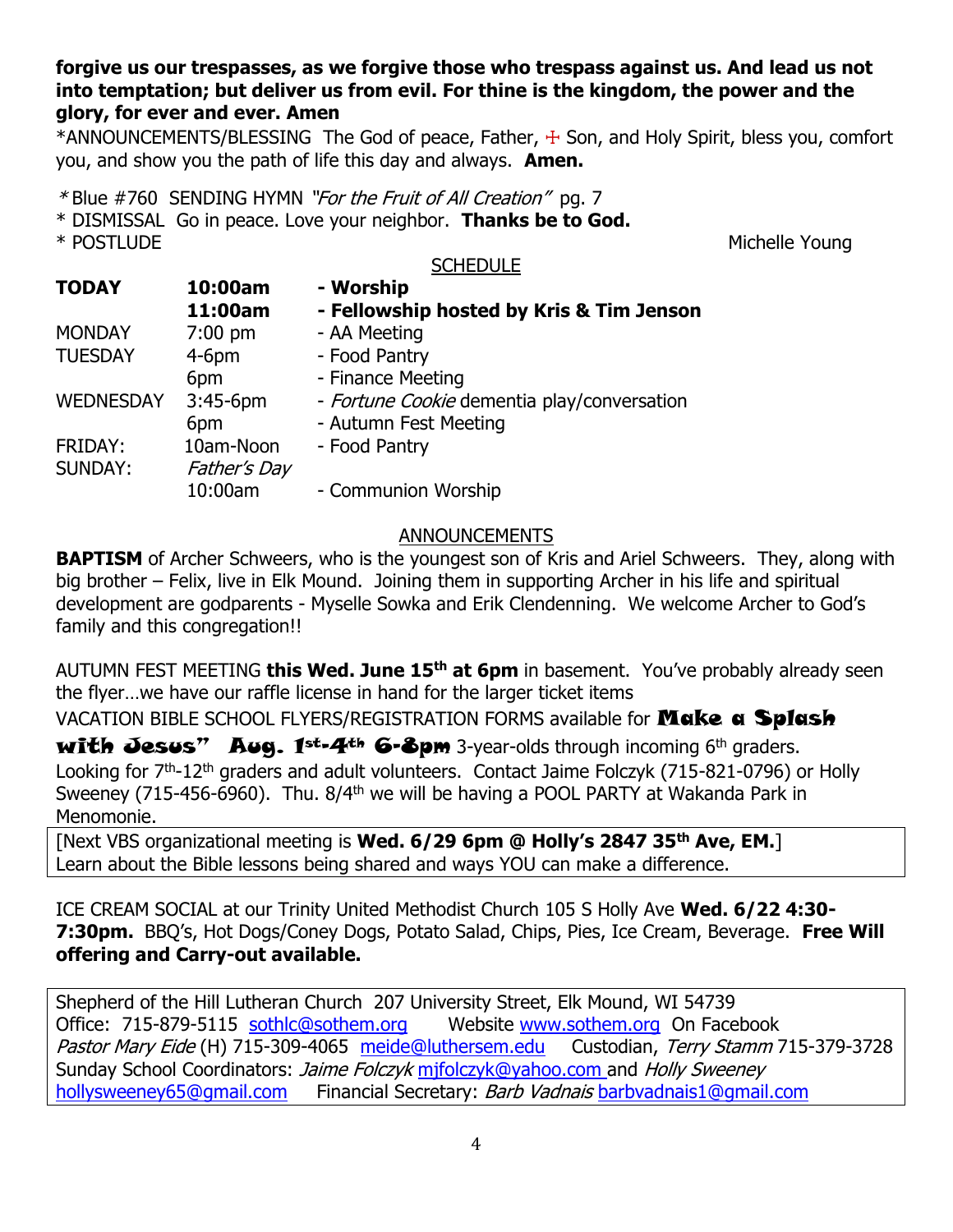**forgive us our trespasses, as we forgive those who trespass against us. And lead us not into temptation; but deliver us from evil. For thine is the kingdom, the power and the glory, for ever and ever. Amen**

*ANNOUNCEMENTS/BLESSING The God of peace, Father, ☩ Son, and Holy Spirit, bless you, comfort you, and show you the path of life this day and always. **Amen.**

* Blue #760 SENDING HYMN *"For the Fruit of All Creation"* pg. 7
* DISMISSAL Go in peace. Love your neighbor. **Thanks be to God.**
* POSTLUDE Michelle Young

SCHEDULE

| | | |
|---|---|---|
| **TODAY** | **10:00am** | **- Worship** |
| | **11:00am** | **- Fellowship hosted by Kris & Tim Jenson** |
| MONDAY | 7:00 pm | - AA Meeting |
| TUESDAY | 4-6pm | - Food Pantry |
| | 6pm | - Finance Meeting |
| WEDNESDAY | 3:45-6pm | - *Fortune Cookie* dementia play/conversation |
| | 6pm | - Autumn Fest Meeting |
| FRIDAY: | 10am-Noon | - Food Pantry |
| SUNDAY: | *Father's Day* | |
| | 10:00am | - Communion Worship |

ANNOUNCEMENTS

**BAPTISM** of Archer Schweers, who is the youngest son of Kris and Ariel Schweers. They, along with big brother – Felix, live in Elk Mound. Joining them in supporting Archer in his life and spiritual development are godparents - Myselle Sowka and Erik Clendenning. We welcome Archer to God's family and this congregation!!

AUTUMN FEST MEETING **this Wed. June 15th at 6pm** in basement. You've probably already seen the flyer…we have our raffle license in hand for the larger ticket items

VACATION BIBLE SCHOOL FLYERS/REGISTRATION FORMS available for **Make a Splash with Jesus" Aug. 1st-4th 6-8pm** 3-year-olds through incoming 6th graders. Looking for 7th-12th graders and adult volunteers. Contact Jaime Folczyk (715-821-0796) or Holly Sweeney (715-456-6960). Thu. 8/4th we will be having a POOL PARTY at Wakanda Park in Menomonie.

[Next VBS organizational meeting is **Wed. 6/29 6pm @ Holly's 2847 35th Ave, EM.**]
Learn about the Bible lessons being shared and ways YOU can make a difference.

ICE CREAM SOCIAL at our Trinity United Methodist Church 105 S Holly Ave **Wed. 6/22 4:30-7:30pm.** BBQ's, Hot Dogs/Coney Dogs, Potato Salad, Chips, Pies, Ice Cream, Beverage. **Free Will offering and Carry-out available.**

Shepherd of the Hill Lutheran Church 207 University Street, Elk Mound, WI 54739
Office: 715-879-5115 sothlc@sothem.org Website www.sothem.org On Facebook
*Pastor Mary Eide* (H) 715-309-4065 meide@luthersem.edu Custodian, *Terry Stamm* 715-379-3728
Sunday School Coordinators: *Jaime Folczyk* mjfolczyk@yahoo.com and *Holly Sweeney* hollysweeney65@gmail.com Financial Secretary: *Barb Vadnais* barbvadnais1@gmail.com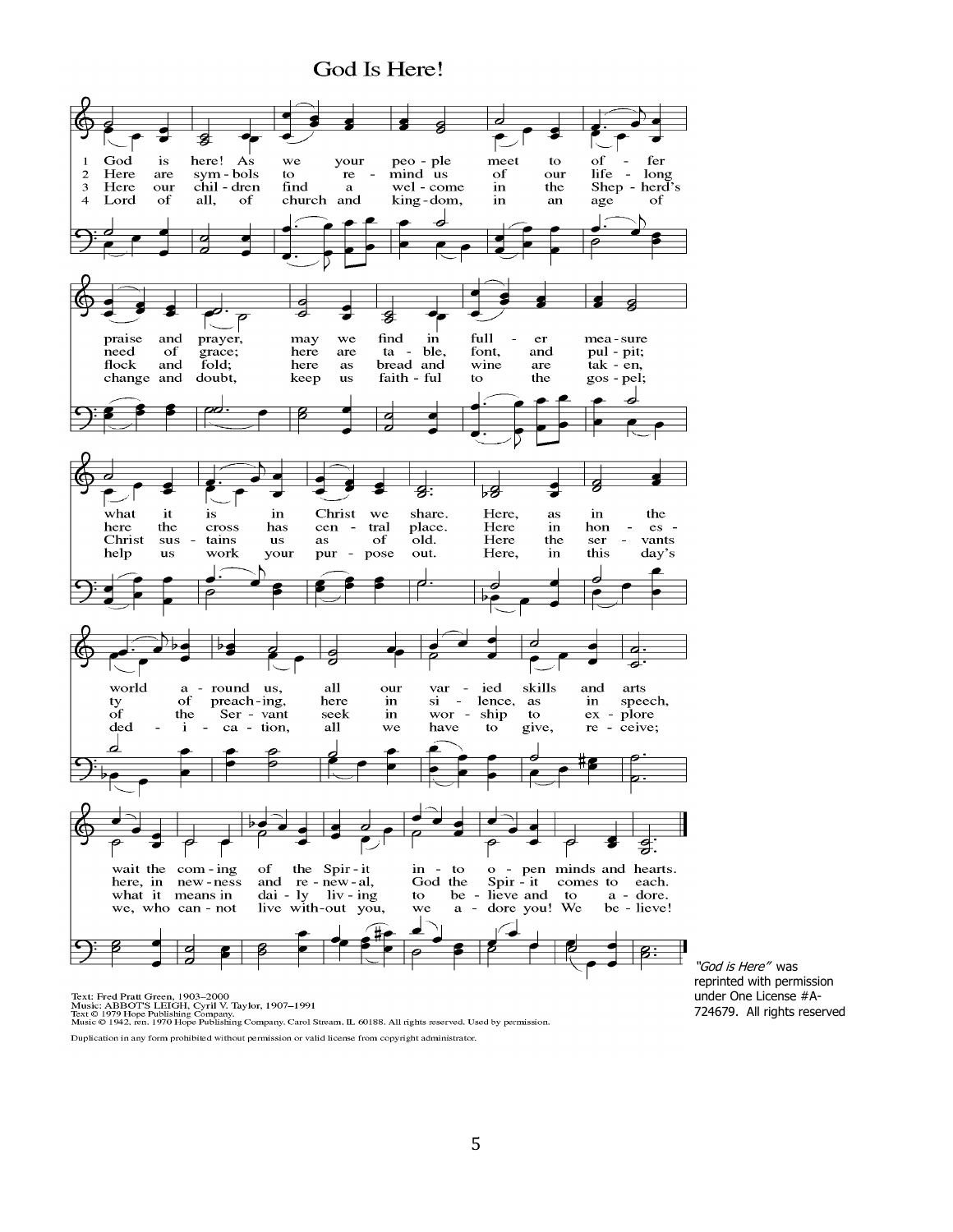# God Is Here!

1 God is here! As we your people meet to offer praise and prayer, may we find in fuller measure what it is in Christ we share. Here, as in the world around us, all our varied skills and arts wait the coming of the Spirit into open minds and hearts.

2 Here are symbols to remind us of our lifelong need of grace; here are table, font, and pulpit; here the cross has central place. Here in honesty of preaching, here in silence, as in speech, here, in newness and renewal, God the Spirit comes to each.

3 Here our children find a welcome in the Shepherd's flock and fold; here as bread and wine are taken, Christ sustains us as of old. Here the servants of the Servant seek in worship to explore what it means in daily living to believe and to adore.

4 Lord of all, of church and kingdom, in an age of change and doubt, keep us faithful to the gospel; help us work your purpose out. Here, in this day's dedication, all we have to give, receive; we, who cannot live without you, we adore you! We believe!

Text: Fred Pratt Green, 1903–2000
Music: ABBOT'S LEIGH, Cyril V. Taylor, 1907–1991
Text © 1979 Hope Publishing Company.
Music © 1942, ren. 1970 Hope Publishing Company, Carol Stream, IL 60188. All rights reserved. Used by permission.

Duplication in any form prohibited without permission or valid license from copyright administrator.

*"God is Here"* was reprinted with permission under One License #A-724679. All rights reserved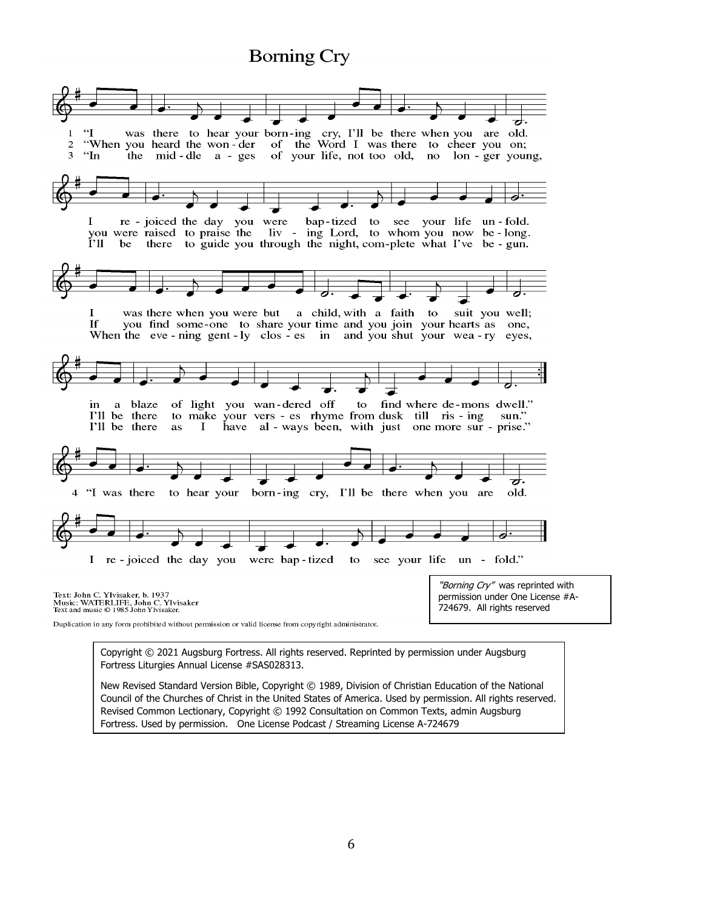# Borning Cry

1 "I was there to hear your born-ing cry, I'll be there when you are old.
2 "When you heard the won-der of the Word I was there to cheer you on;
3 "In the mid-dle a-ges of your life, not too old, no lon-ger young,

I re-joiced the day you were bap-tized to see your life un-fold.
you were raised to praise the liv-ing Lord, to whom you now be-long.
I'll be there to guide you through the night, com-plete what I've be-gun.

I was there when you were but a child, with a faith to suit you well;
If you find some-one to share your time and you join your hearts as one,
When the eve-ning gent-ly clos-es in and you shut your wea-ry eyes,

in a blaze of light you wan-dered off to find where de-mons dwell."
I'll be there to make your vers-es rhyme from dusk till ris-ing sun."
I'll be there as I have al-ways been, with just one more sur-prise."

4 "I was there to hear your born-ing cry, I'll be there when you are old.
I re-joiced the day you were bap-tized to see your life un-fold."

Text: John C. Ylvisaker, b. 1937
Music: WATERLIFE, John C. Ylvisaker
Text and music © 1985 John Ylvisaker.

Duplication in any form prohibited without permission or valid license from copyright administrator.

*"Borning Cry"* was reprinted with permission under One License #A-724679. All rights reserved

Copyright © 2021 Augsburg Fortress. All rights reserved. Reprinted by permission under Augsburg Fortress Liturgies Annual License #SAS028313.

New Revised Standard Version Bible, Copyright © 1989, Division of Christian Education of the National Council of the Churches of Christ in the United States of America. Used by permission. All rights reserved. Revised Common Lectionary, Copyright © 1992 Consultation on Common Texts, admin Augsburg Fortress. Used by permission. One License Podcast / Streaming License A-724679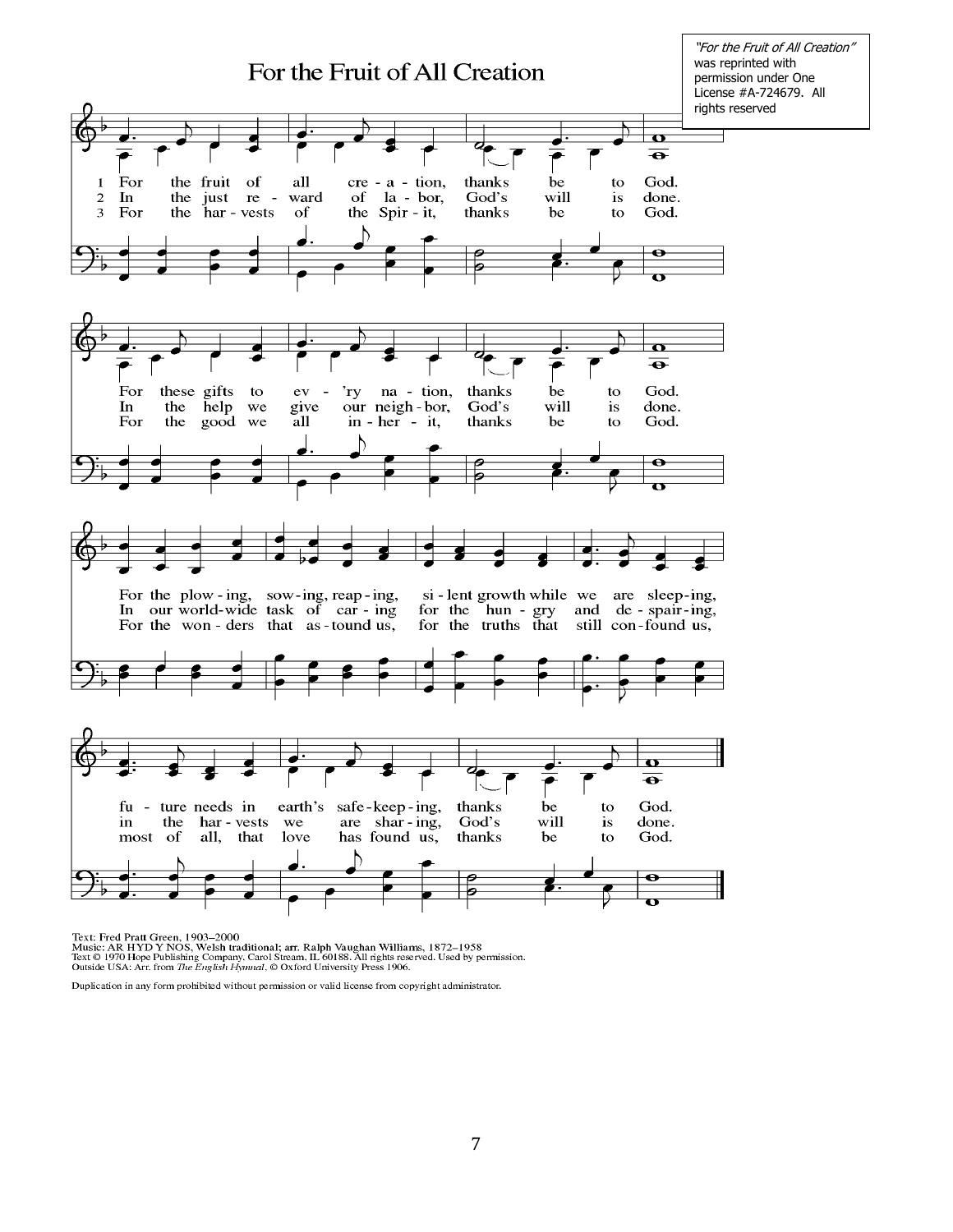# For the Fruit of All Creation

*"For the Fruit of All Creation"* was reprinted with permission under One License #A-724679. All rights reserved

1 For the fruit of all creation, thanks be to God.
For these gifts to every nation, thanks be to God.
For the plowing, sowing, reaping, silent growth while we are sleeping,
future needs in earth's safekeeping, thanks be to God.

2 In the just reward of labor, God's will is done.
In the help we give our neighbor, God's will is done.
In our world-wide task of caring for the hungry and despairing,
in the harvests we are sharing, God's will is done.

3 For the harvests of the Spirit, thanks be to God.
For the good we all inherit, thanks be to God.
For the wonders that astound us, for the truths that still confound us,
most of all, that love has found us, thanks be to God.

Text: Fred Pratt Green, 1903–2000
Music: AR HYD Y NOS, Welsh traditional; arr. Ralph Vaughan Williams, 1872–1958
Text © 1970 Hope Publishing Company, Carol Stream, IL 60188. All rights reserved. Used by permission.
Outside USA: Arr. from *The English Hymnal*, © Oxford University Press 1906.

Duplication in any form prohibited without permission or valid license from copyright administrator.